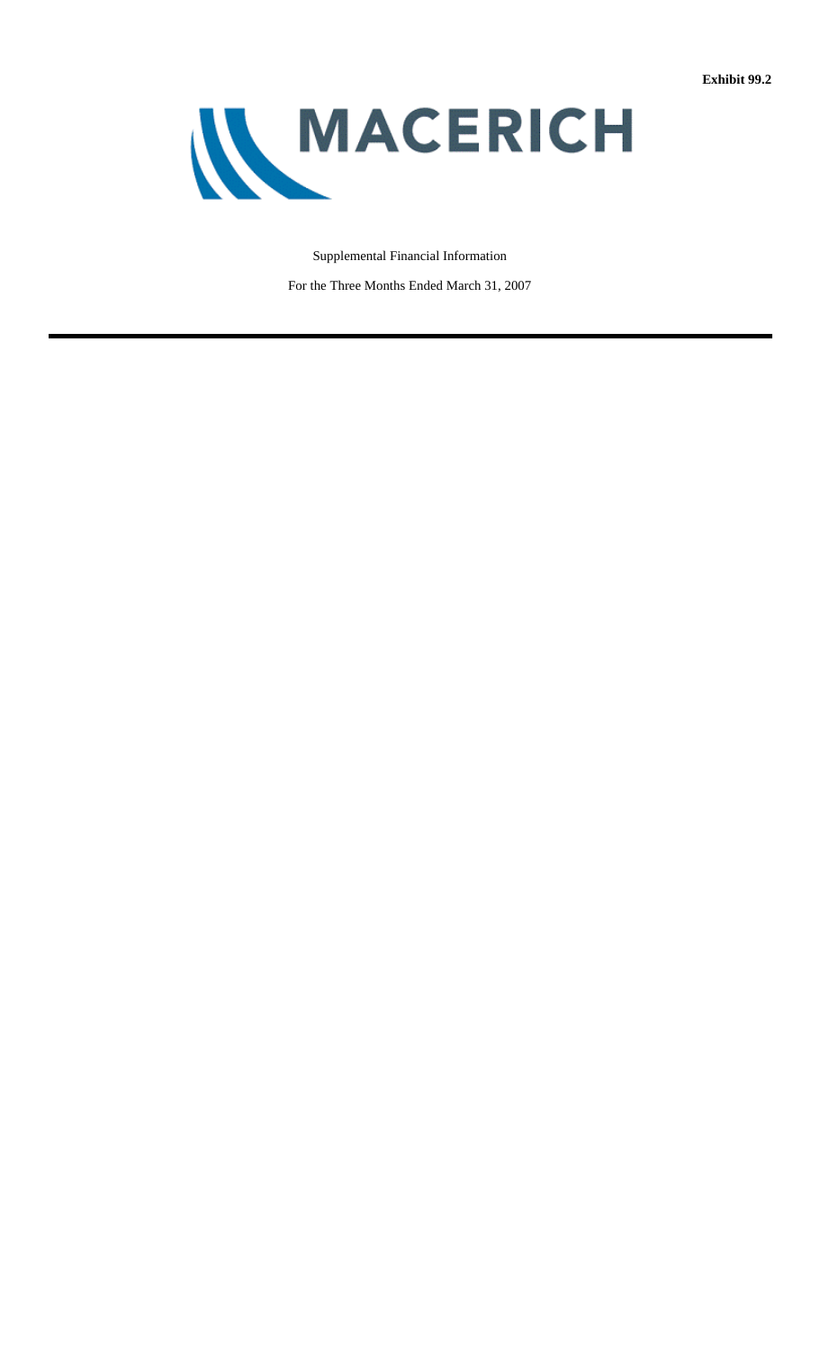**Exhibit 99.2**

# MACERICH

Supplemental Financial Information

For the Three Months Ended March 31, 2007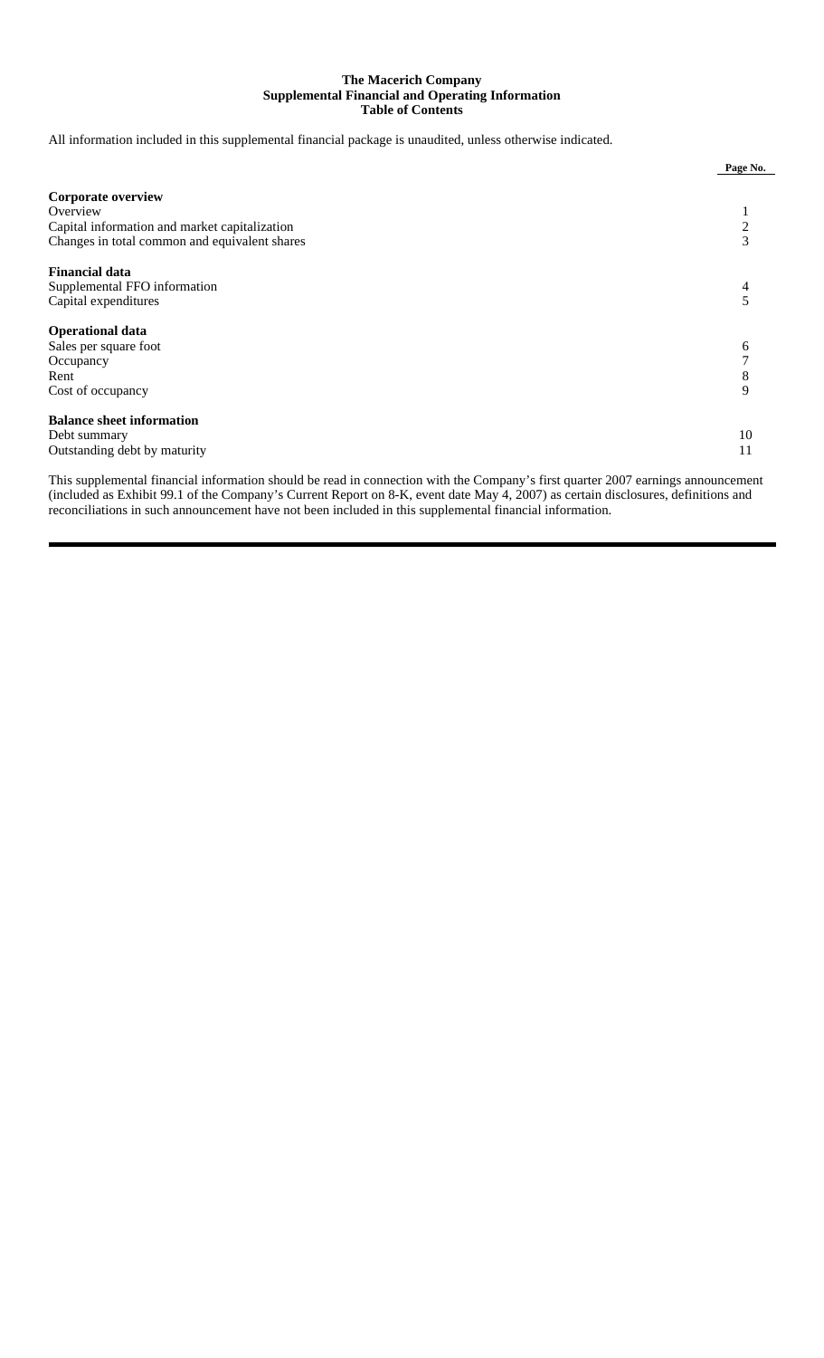# The Macerich Company
## Supplemental Financial and Operating Information
## Table of Contents

All information included in this supplemental financial package is unaudited, unless otherwise indicated.

| | Page No. |
|---|---|
| **Corporate overview** | |
| Overview | 1 |
| Capital information and market capitalization | 2 |
| Changes in total common and equivalent shares | 3 |
| **Financial data** | |
| Supplemental FFO information | 4 |
| Capital expenditures | 5 |
| **Operational data** | |
| Sales per square foot | 6 |
| Occupancy | 7 |
| Rent | 8 |
| Cost of occupancy | 9 |
| **Balance sheet information** | |
| Debt summary | 10 |
| Outstanding debt by maturity | 11 |

This supplemental financial information should be read in connection with the Company's first quarter 2007 earnings announcement (included as Exhibit 99.1 of the Company's Current Report on 8-K, event date May 4, 2007) as certain disclosures, definitions and reconciliations in such announcement have not been included in this supplemental financial information.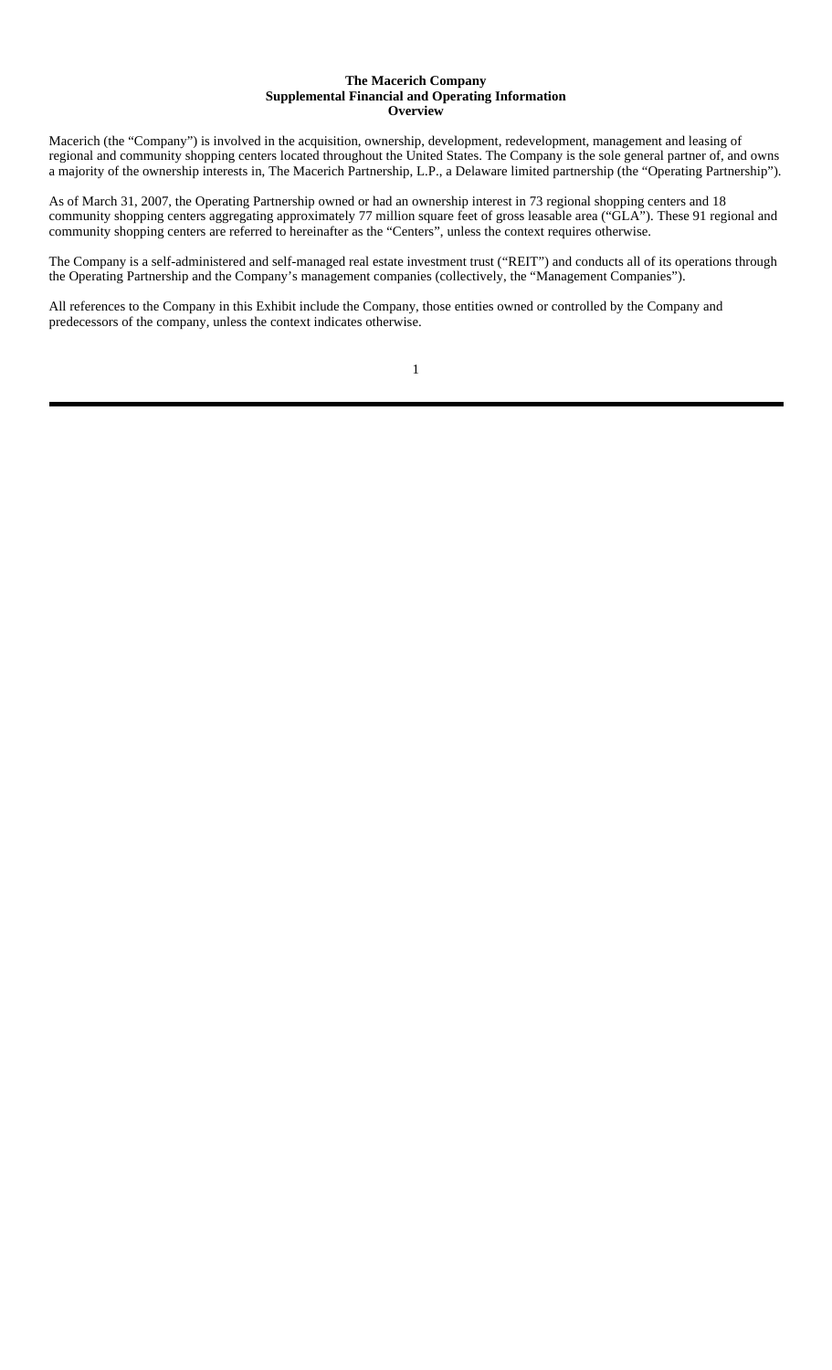**The Macerich Company**
**Supplemental Financial and Operating Information**
**Overview**

Macerich (the "Company") is involved in the acquisition, ownership, development, redevelopment, management and leasing of regional and community shopping centers located throughout the United States. The Company is the sole general partner of, and owns a majority of the ownership interests in, The Macerich Partnership, L.P., a Delaware limited partnership (the "Operating Partnership").

As of March 31, 2007, the Operating Partnership owned or had an ownership interest in 73 regional shopping centers and 18 community shopping centers aggregating approximately 77 million square feet of gross leasable area ("GLA"). These 91 regional and community shopping centers are referred to hereinafter as the "Centers", unless the context requires otherwise.

The Company is a self-administered and self-managed real estate investment trust ("REIT") and conducts all of its operations through the Operating Partnership and the Company's management companies (collectively, the "Management Companies").

All references to the Company in this Exhibit include the Company, those entities owned or controlled by the Company and predecessors of the company, unless the context indicates otherwise.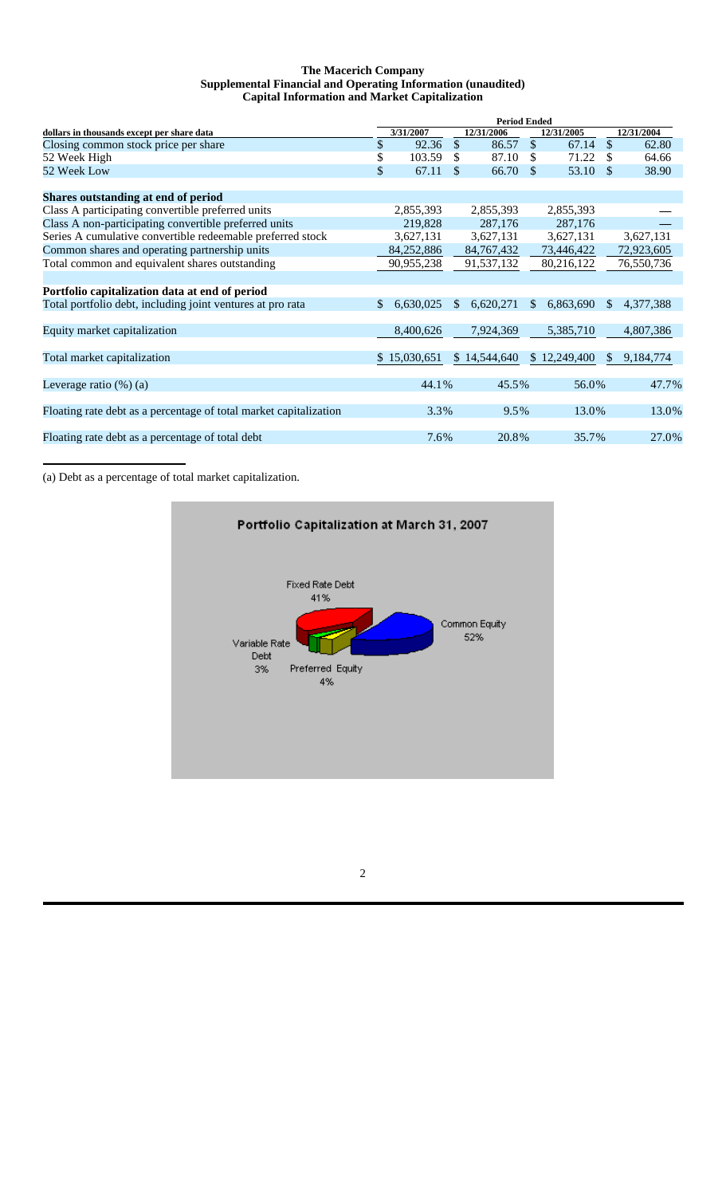# The Macerich Company
## Supplemental Financial and Operating Information (unaudited)
### Capital Information and Market Capitalization

| dollars in thousands except per share data | Period Ended 3/31/2007 | 12/31/2006 | 12/31/2005 | 12/31/2004 |
|---|---|---|---|---|
| Closing common stock price per share | $ 92.36 | $ 86.57 | $ 67.14 | $ 62.80 |
| 52 Week High | $ 103.59 | $ 87.10 | $ 71.22 | $ 64.66 |
| 52 Week Low | $ 67.11 | $ 66.70 | $ 53.10 | $ 38.90 |
| **Shares outstanding at end of period** | | | | |
| Class A participating convertible preferred units | 2,855,393 | 2,855,393 | 2,855,393 | — |
| Class A non-participating convertible preferred units | 219,828 | 287,176 | 287,176 | — |
| Series A cumulative convertible redeemable preferred stock | 3,627,131 | 3,627,131 | 3,627,131 | 3,627,131 |
| Common shares and operating partnership units | 84,252,886 | 84,767,432 | 73,446,422 | 72,923,605 |
| Total common and equivalent shares outstanding | 90,955,238 | 91,537,132 | 80,216,122 | 76,550,736 |
| **Portfolio capitalization data at end of period** | | | | |
| Total portfolio debt, including joint ventures at pro rata | $ 6,630,025 | $ 6,620,271 | $ 6,863,690 | $ 4,377,388 |
| Equity market capitalization | 8,400,626 | 7,924,369 | 5,385,710 | 4,807,386 |
| Total market capitalization | $ 15,030,651 | $ 14,544,640 | $ 12,249,400 | $ 9,184,774 |
| Leverage ratio (%) (a) | 44.1% | 45.5% | 56.0% | 47.7% |
| Floating rate debt as a percentage of total market capitalization | 3.3% | 9.5% | 13.0% | 13.0% |
| Floating rate debt as a percentage of total debt | 7.6% | 20.8% | 35.7% | 27.0% |

(a) Debt as a percentage of total market capitalization.

**Portfolio Capitalization at March 31, 2007**

Fixed Rate Debt 41%
Common Equity 52%
Variable Rate Debt 3%
Preferred Equity 4%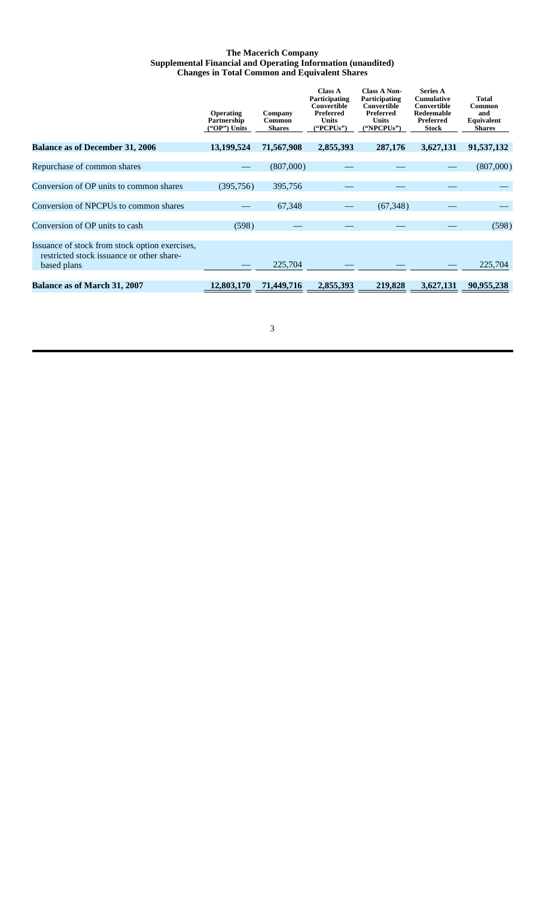**The Macerich Company**
**Supplemental Financial and Operating Information (unaudited)**
**Changes in Total Common and Equivalent Shares**

| | Operating Partnership ("OP") Units | Company Common Shares | Class A Participating Convertible Preferred Units ("PCPUs") | Class A Non-Participating Convertible Preferred Units ("NPCPUs") | Series A Cumulative Convertible Redeemable Preferred Stock | Total Common and Equivalent Shares |
|---|---|---|---|---|---|---|
| **Balance as of December 31, 2006** | **13,199,524** | **71,567,908** | **2,855,393** | **287,176** | **3,627,131** | **91,537,132** |
| Repurchase of common shares | — | (807,000) | — | — | — | (807,000) |
| Conversion of OP units to common shares | (395,756) | 395,756 | — | — | — | — |
| Conversion of NPCPUs to common shares | — | 67,348 | — | (67,348) | — | — |
| Conversion of OP units to cash | (598) | — | — | — | — | (598) |
| Issuance of stock from stock option exercises, restricted stock issuance or other share-based plans | — | 225,704 | — | — | — | 225,704 |
| **Balance as of March 31, 2007** | **12,803,170** | **71,449,716** | **2,855,393** | **219,828** | **3,627,131** | **90,955,238** |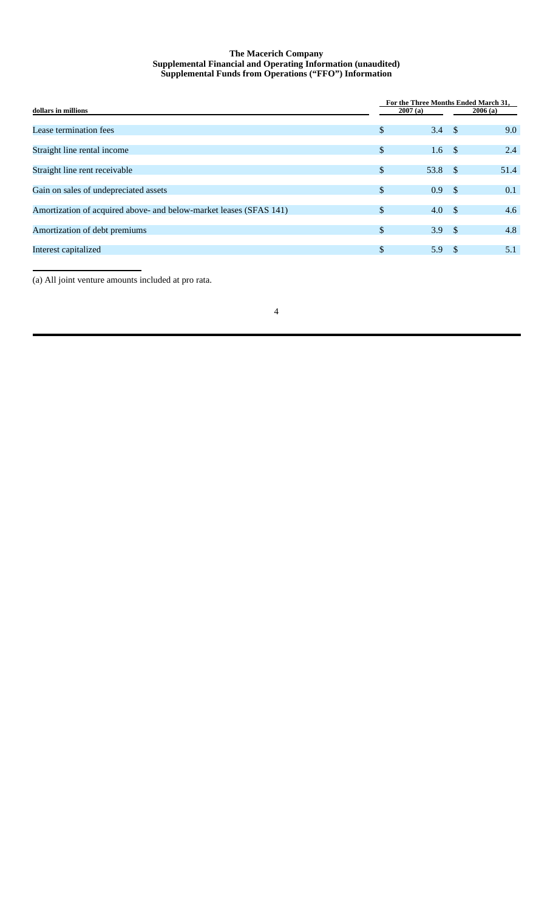**The Macerich Company**
**Supplemental Financial and Operating Information (unaudited)**
**Supplemental Funds from Operations ("FFO") Information**

| dollars in millions | For the Three Months Ended March 31, 2007 (a) | 2006 (a) |
|---|---|---|
| Lease termination fees | $ 3.4 | $ 9.0 |
| Straight line rental income | $ 1.6 | $ 2.4 |
| Straight line rent receivable | $ 53.8 | $ 51.4 |
| Gain on sales of undepreciated assets | $ 0.9 | $ 0.1 |
| Amortization of acquired above- and below-market leases (SFAS 141) | $ 4.0 | $ 4.6 |
| Amortization of debt premiums | $ 3.9 | $ 4.8 |
| Interest capitalized | $ 5.9 | $ 5.1 |

(a) All joint venture amounts included at pro rata.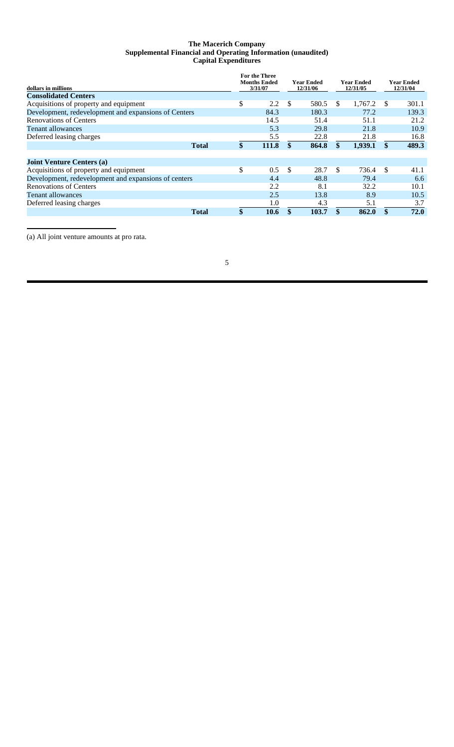# The Macerich Company
## Supplemental Financial and Operating Information (unaudited)
### Capital Expenditures

| dollars in millions | For the Three Months Ended 3/31/07 | Year Ended 12/31/06 | Year Ended 12/31/05 | Year Ended 12/31/04 |
|---|---|---|---|---|
| **Consolidated Centers** | | | | |
| Acquisitions of property and equipment | $ 2.2 | $ 580.5 | $ 1,767.2 | $ 301.1 |
| Development, redevelopment and expansions of Centers | 84.3 | 180.3 | 77.2 | 139.3 |
| Renovations of Centers | 14.5 | 51.4 | 51.1 | 21.2 |
| Tenant allowances | 5.3 | 29.8 | 21.8 | 10.9 |
| Deferred leasing charges | 5.5 | 22.8 | 21.8 | 16.8 |
| **Total** | **$ 111.8** | **$ 864.8** | **$ 1,939.1** | **$ 489.3** |
| | | | | |
| **Joint Venture Centers (a)** | | | | |
| Acquisitions of property and equipment | $ 0.5 | $ 28.7 | $ 736.4 | $ 41.1 |
| Development, redevelopment and expansions of centers | 4.4 | 48.8 | 79.4 | 6.6 |
| Renovations of Centers | 2.2 | 8.1 | 32.2 | 10.1 |
| Tenant allowances | 2.5 | 13.8 | 8.9 | 10.5 |
| Deferred leasing charges | 1.0 | 4.3 | 5.1 | 3.7 |
| **Total** | **$ 10.6** | **$ 103.7** | **$ 862.0** | **$ 72.0** |

(a) All joint venture amounts at pro rata.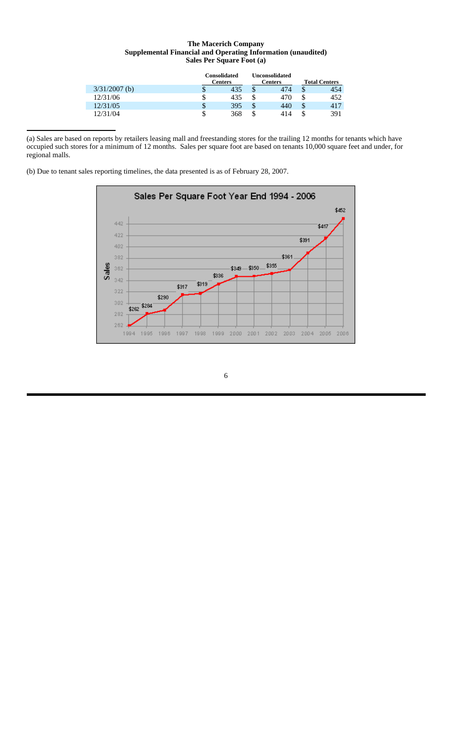**The Macerich Company**
**Supplemental Financial and Operating Information (unaudited)**
**Sales Per Square Foot (a)**

| | Consolidated Centers | Unconsolidated Centers | Total Centers |
|---|---|---|---|
| 3/31/2007 (b) | $ 435 | $ 474 | $ 454 |
| 12/31/06 | $ 435 | $ 470 | $ 452 |
| 12/31/05 | $ 395 | $ 440 | $ 417 |
| 12/31/04 | $ 368 | $ 414 | $ 391 |

(a) Sales are based on reports by retailers leasing mall and freestanding stores for the trailing 12 months for tenants which have occupied such stores for a minimum of 12 months. Sales per square foot are based on tenants 10,000 square feet and under, for regional malls.

(b) Due to tenant sales reporting timelines, the data presented is as of February 28, 2007.

**Sales Per Square Foot Year End 1994 - 2006**

| Year | Sales |
|---|---|
| 1994 | $262 |
| 1995 | $284 |
| 1996 | $290 |
| 1997 | $317 |
| 1998 | $319 |
| 1999 | $336 |
| 2000 | $349 |
| 2001 | $350 |
| 2002 | $355 |
| 2003 | $361 |
| 2004 | $391 |
| 2005 | $417 |
| 2006 | $452 |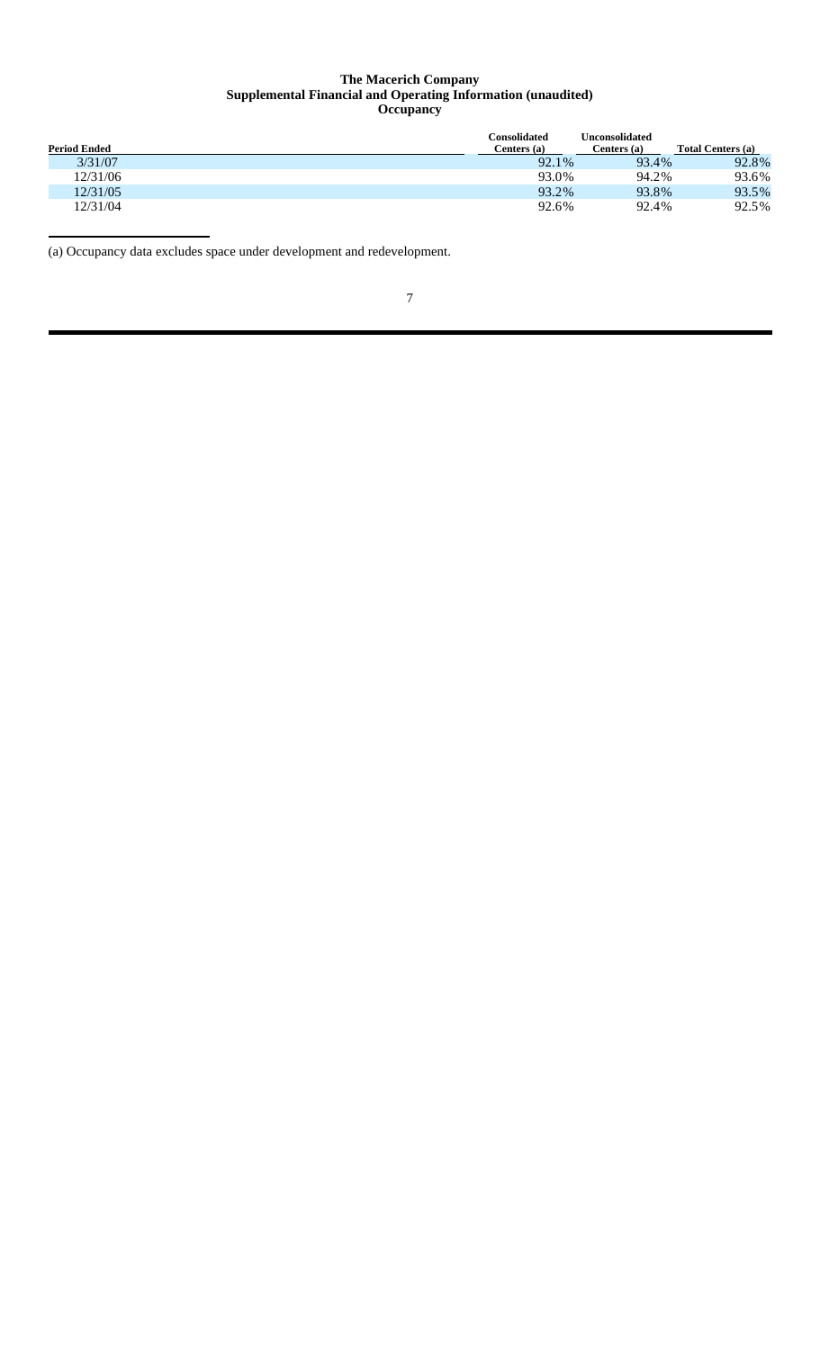# The Macerich Company
## Supplemental Financial and Operating Information (unaudited)
### Occupancy

| Period Ended | Consolidated Centers (a) | Unconsolidated Centers (a) | Total Centers (a) |
|---|---|---|---|
| 3/31/07 | 92.1% | 93.4% | 92.8% |
| 12/31/06 | 93.0% | 94.2% | 93.6% |
| 12/31/05 | 93.2% | 93.8% | 93.5% |
| 12/31/04 | 92.6% | 92.4% | 92.5% |

(a) Occupancy data excludes space under development and redevelopment.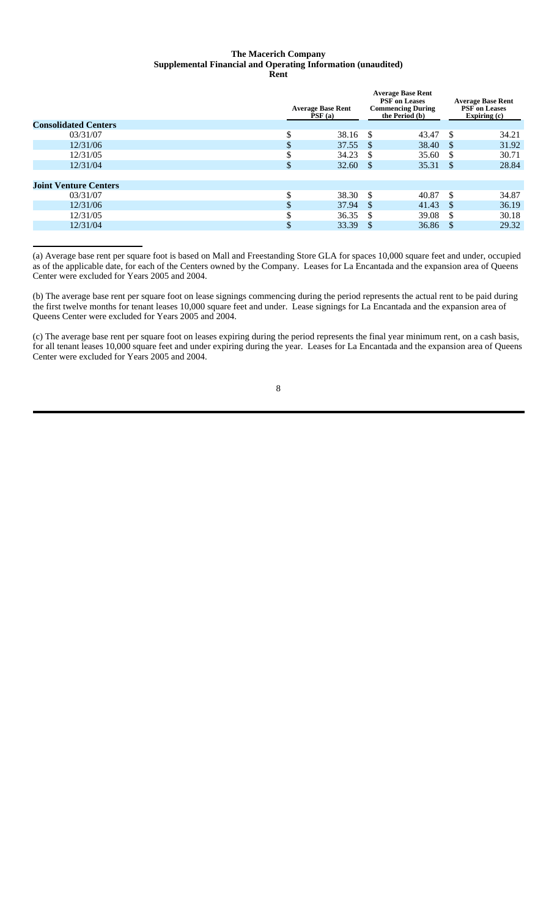# The Macerich Company
## Supplemental Financial and Operating Information (unaudited)
### Rent

| | Average Base Rent PSF (a) | Average Base Rent PSF on Leases Commencing During the Period (b) | Average Base Rent PSF on Leases Expiring (c) |
|---|---|---|---|
| **Consolidated Centers** | | | |
| 03/31/07 | $ 38.16 | $ 43.47 | $ 34.21 |
| 12/31/06 | $ 37.55 | $ 38.40 | $ 31.92 |
| 12/31/05 | $ 34.23 | $ 35.60 | $ 30.71 |
| 12/31/04 | $ 32.60 | $ 35.31 | $ 28.84 |
| | | | |
| **Joint Venture Centers** | | | |
| 03/31/07 | $ 38.30 | $ 40.87 | $ 34.87 |
| 12/31/06 | $ 37.94 | $ 41.43 | $ 36.19 |
| 12/31/05 | $ 36.35 | $ 39.08 | $ 30.18 |
| 12/31/04 | $ 33.39 | $ 36.86 | $ 29.32 |

(a) Average base rent per square foot is based on Mall and Freestanding Store GLA for spaces 10,000 square feet and under, occupied as of the applicable date, for each of the Centers owned by the Company. Leases for La Encantada and the expansion area of Queens Center were excluded for Years 2005 and 2004.

(b) The average base rent per square foot on lease signings commencing during the period represents the actual rent to be paid during the first twelve months for tenant leases 10,000 square feet and under. Lease signings for La Encantada and the expansion area of Queens Center were excluded for Years 2005 and 2004.

(c) The average base rent per square foot on leases expiring during the period represents the final year minimum rent, on a cash basis, for all tenant leases 10,000 square feet and under expiring during the year. Leases for La Encantada and the expansion area of Queens Center were excluded for Years 2005 and 2004.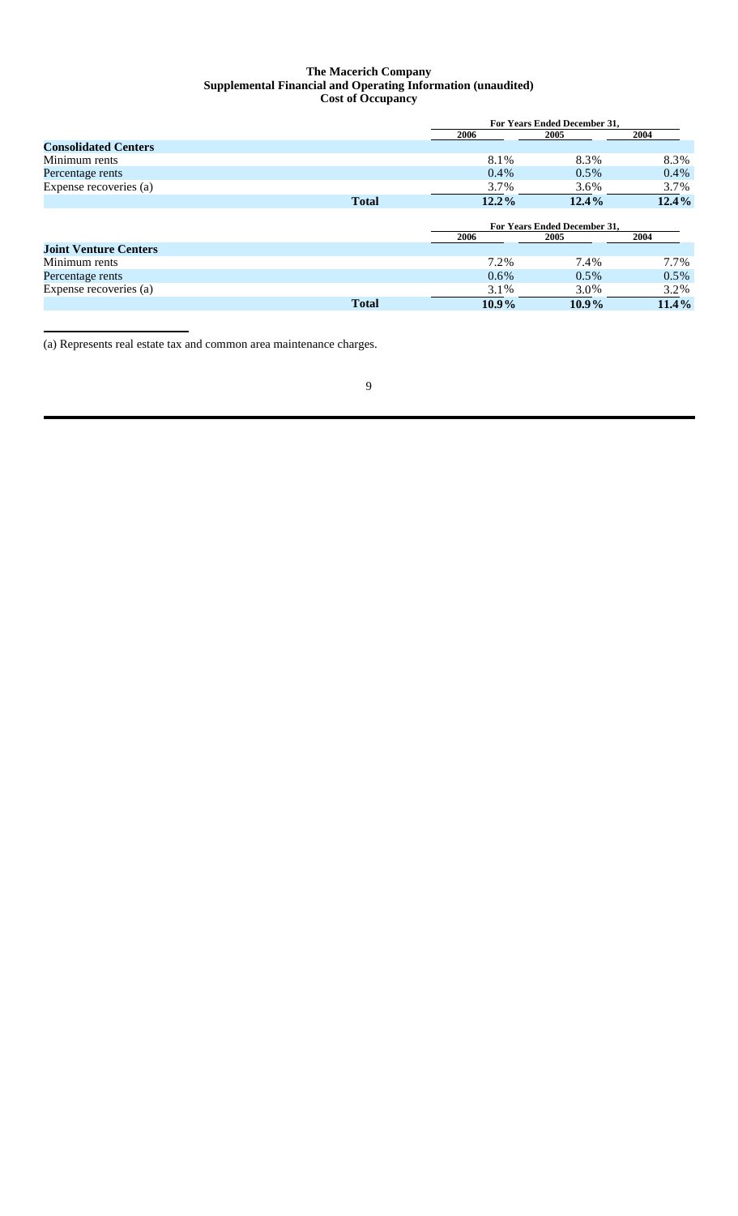**The Macerich Company**
**Supplemental Financial and Operating Information (unaudited)**
**Cost of Occupancy**

| | For Years Ended December 31, | | |
|---|---|---|---|
| | 2006 | 2005 | 2004 |
| **Consolidated Centers** | | | |
| Minimum rents | 8.1% | 8.3% | 8.3% |
| Percentage rents | 0.4% | 0.5% | 0.4% |
| Expense recoveries (a) | 3.7% | 3.6% | 3.7% |
| **Total** | **12.2%** | **12.4%** | **12.4%** |

| | For Years Ended December 31, | | |
|---|---|---|---|
| | 2006 | 2005 | 2004 |
| **Joint Venture Centers** | | | |
| Minimum rents | 7.2% | 7.4% | 7.7% |
| Percentage rents | 0.6% | 0.5% | 0.5% |
| Expense recoveries (a) | 3.1% | 3.0% | 3.2% |
| **Total** | **10.9%** | **10.9%** | **11.4%** |

(a) Represents real estate tax and common area maintenance charges.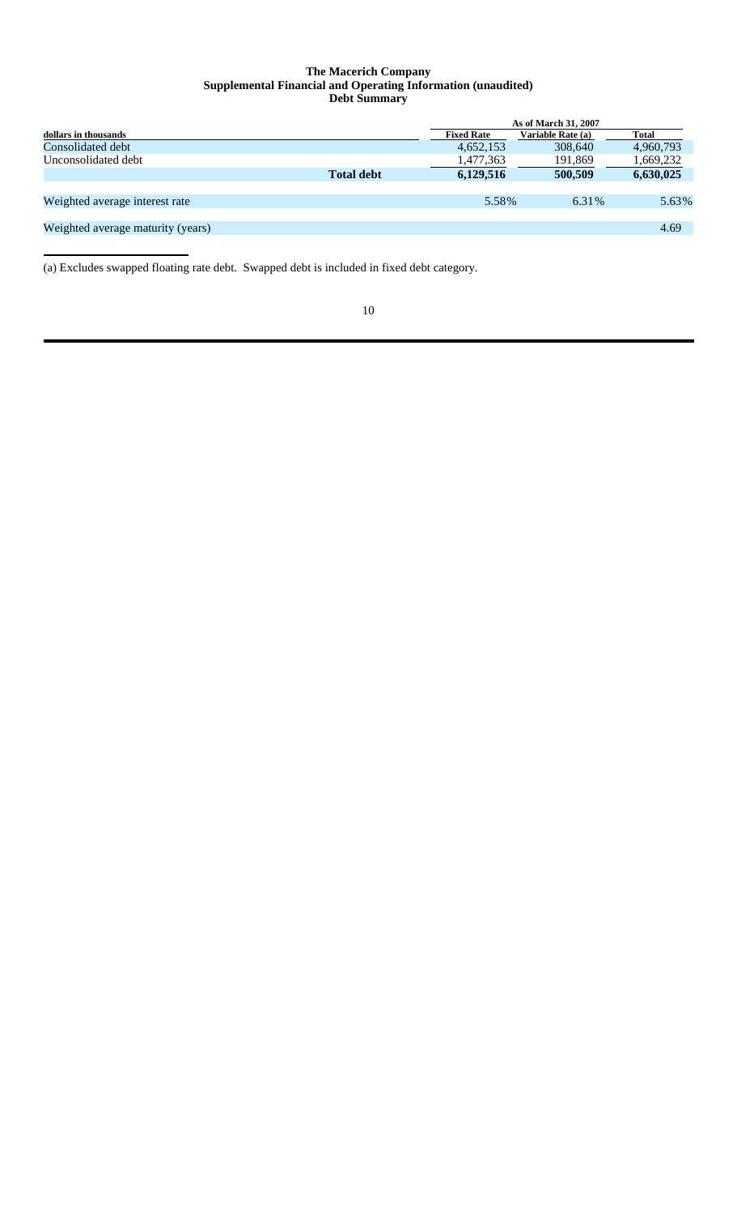**The Macerich Company**
**Supplemental Financial and Operating Information (unaudited)**
**Debt Summary**

| dollars in thousands | | As of March 31, 2007 | | |
|---|---|---|---|---|
| | | Fixed Rate | Variable Rate (a) | Total |
| Consolidated debt | | 4,652,153 | 308,640 | 4,960,793 |
| Unconsolidated debt | | 1,477,363 | 191,869 | 1,669,232 |
| | **Total debt** | **6,129,516** | **500,509** | **6,630,025** |
| Weighted average interest rate | | 5.58% | 6.31% | 5.63% |
| Weighted average maturity (years) | | | | 4.69 |

(a) Excludes swapped floating rate debt. Swapped debt is included in fixed debt category.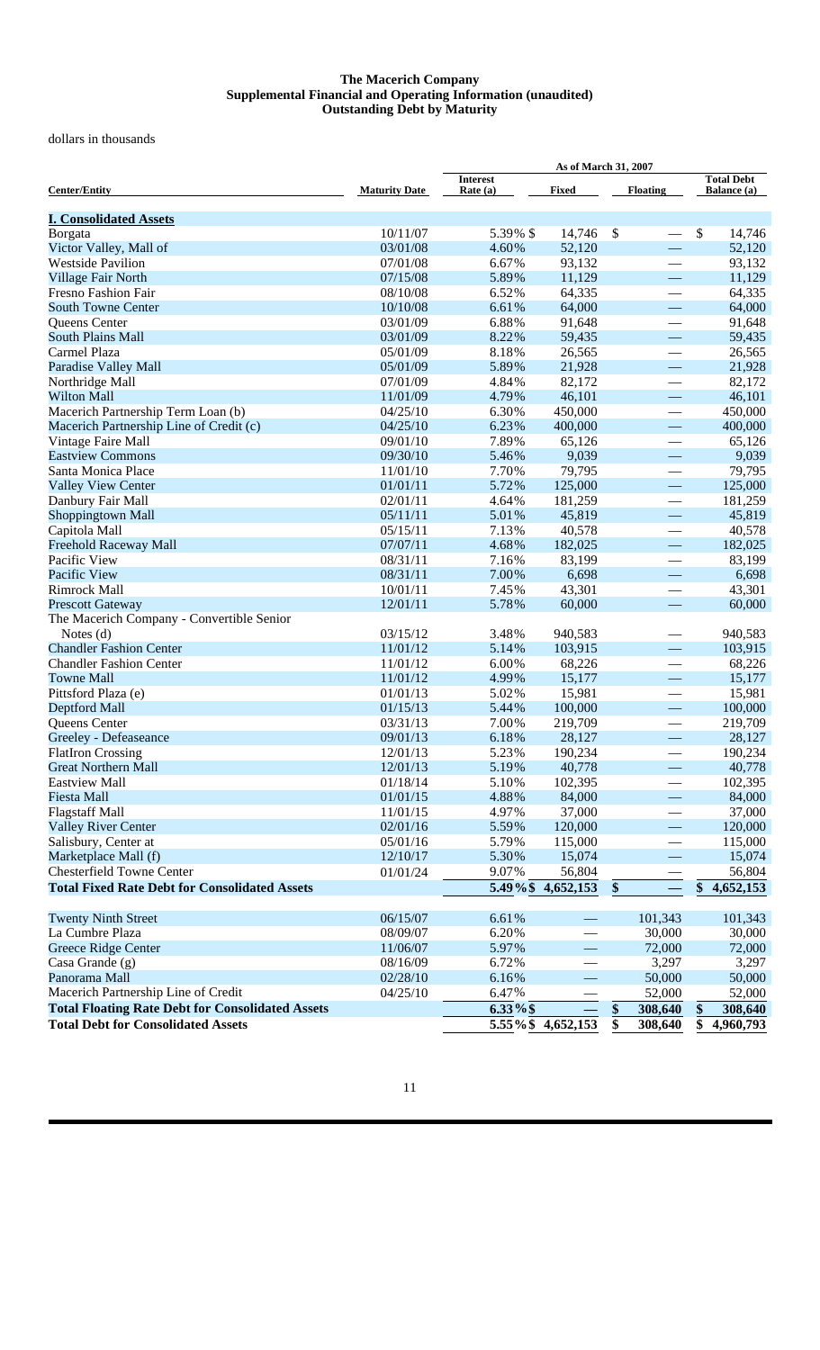**The Macerich Company**
**Supplemental Financial and Operating Information (unaudited)**
**Outstanding Debt by Maturity**

dollars in thousands

| Center/Entity | Maturity Date | As of March 31, 2007 | | | |
|---|---|---|---|---|---|
| | | Interest Rate (a) | Fixed | Floating | Total Debt Balance (a) |
| **I. Consolidated Assets** | | | | | |
| Borgata | 10/11/07 | 5.39% | $ 14,746 | $ — | $ 14,746 |
| Victor Valley, Mall of | 03/01/08 | 4.60% | 52,120 | — | 52,120 |
| Westside Pavilion | 07/01/08 | 6.67% | 93,132 | — | 93,132 |
| Village Fair North | 07/15/08 | 5.89% | 11,129 | — | 11,129 |
| Fresno Fashion Fair | 08/10/08 | 6.52% | 64,335 | — | 64,335 |
| South Towne Center | 10/10/08 | 6.61% | 64,000 | — | 64,000 |
| Queens Center | 03/01/09 | 6.88% | 91,648 | — | 91,648 |
| South Plains Mall | 03/01/09 | 8.22% | 59,435 | — | 59,435 |
| Carmel Plaza | 05/01/09 | 8.18% | 26,565 | — | 26,565 |
| Paradise Valley Mall | 05/01/09 | 5.89% | 21,928 | — | 21,928 |
| Northridge Mall | 07/01/09 | 4.84% | 82,172 | — | 82,172 |
| Wilton Mall | 11/01/09 | 4.79% | 46,101 | — | 46,101 |
| Macerich Partnership Term Loan (b) | 04/25/10 | 6.30% | 450,000 | — | 450,000 |
| Macerich Partnership Line of Credit (c) | 04/25/10 | 6.23% | 400,000 | — | 400,000 |
| Vintage Faire Mall | 09/01/10 | 7.89% | 65,126 | — | 65,126 |
| Eastview Commons | 09/30/10 | 5.46% | 9,039 | — | 9,039 |
| Santa Monica Place | 11/01/10 | 7.70% | 79,795 | — | 79,795 |
| Valley View Center | 01/01/11 | 5.72% | 125,000 | — | 125,000 |
| Danbury Fair Mall | 02/01/11 | 4.64% | 181,259 | — | 181,259 |
| Shoppingtown Mall | 05/11/11 | 5.01% | 45,819 | — | 45,819 |
| Capitola Mall | 05/15/11 | 7.13% | 40,578 | — | 40,578 |
| Freehold Raceway Mall | 07/07/11 | 4.68% | 182,025 | — | 182,025 |
| Pacific View | 08/31/11 | 7.16% | 83,199 | — | 83,199 |
| Pacific View | 08/31/11 | 7.00% | 6,698 | — | 6,698 |
| Rimrock Mall | 10/01/11 | 7.45% | 43,301 | — | 43,301 |
| Prescott Gateway | 12/01/11 | 5.78% | 60,000 | — | 60,000 |
| The Macerich Company - Convertible Senior Notes (d) | 03/15/12 | 3.48% | 940,583 | — | 940,583 |
| Chandler Fashion Center | 11/01/12 | 5.14% | 103,915 | — | 103,915 |
| Chandler Fashion Center | 11/01/12 | 6.00% | 68,226 | — | 68,226 |
| Towne Mall | 11/01/12 | 4.99% | 15,177 | — | 15,177 |
| Pittsford Plaza (e) | 01/01/13 | 5.02% | 15,981 | — | 15,981 |
| Deptford Mall | 01/15/13 | 5.44% | 100,000 | — | 100,000 |
| Queens Center | 03/31/13 | 7.00% | 219,709 | — | 219,709 |
| Greeley - Defeasance | 09/01/13 | 6.18% | 28,127 | — | 28,127 |
| FlatIron Crossing | 12/01/13 | 5.23% | 190,234 | — | 190,234 |
| Great Northern Mall | 12/01/13 | 5.19% | 40,778 | — | 40,778 |
| Eastview Mall | 01/18/14 | 5.10% | 102,395 | — | 102,395 |
| Fiesta Mall | 01/01/15 | 4.88% | 84,000 | — | 84,000 |
| Flagstaff Mall | 11/01/15 | 4.97% | 37,000 | — | 37,000 |
| Valley River Center | 02/01/16 | 5.59% | 120,000 | — | 120,000 |
| Salisbury, Center at | 05/01/16 | 5.79% | 115,000 | — | 115,000 |
| Marketplace Mall (f) | 12/10/17 | 5.30% | 15,074 | — | 15,074 |
| Chesterfield Towne Center | 01/01/24 | 9.07% | 56,804 | — | 56,804 |
| **Total Fixed Rate Debt for Consolidated Assets** | | **5.49%** | **$ 4,652,153** | **$ —** | **$ 4,652,153** |
| Twenty Ninth Street | 06/15/07 | 6.61% | — | 101,343 | 101,343 |
| La Cumbre Plaza | 08/09/07 | 6.20% | — | 30,000 | 30,000 |
| Greece Ridge Center | 11/06/07 | 5.97% | — | 72,000 | 72,000 |
| Casa Grande (g) | 08/16/09 | 6.72% | — | 3,297 | 3,297 |
| Panorama Mall | 02/28/10 | 6.16% | — | 50,000 | 50,000 |
| Macerich Partnership Line of Credit | 04/25/10 | 6.47% | — | 52,000 | 52,000 |
| **Total Floating Rate Debt for Consolidated Assets** | | **6.33%** | **$ —** | **$ 308,640** | **$ 308,640** |
| **Total Debt for Consolidated Assets** | | **5.55%** | **$ 4,652,153** | **$ 308,640** | **$ 4,960,793** |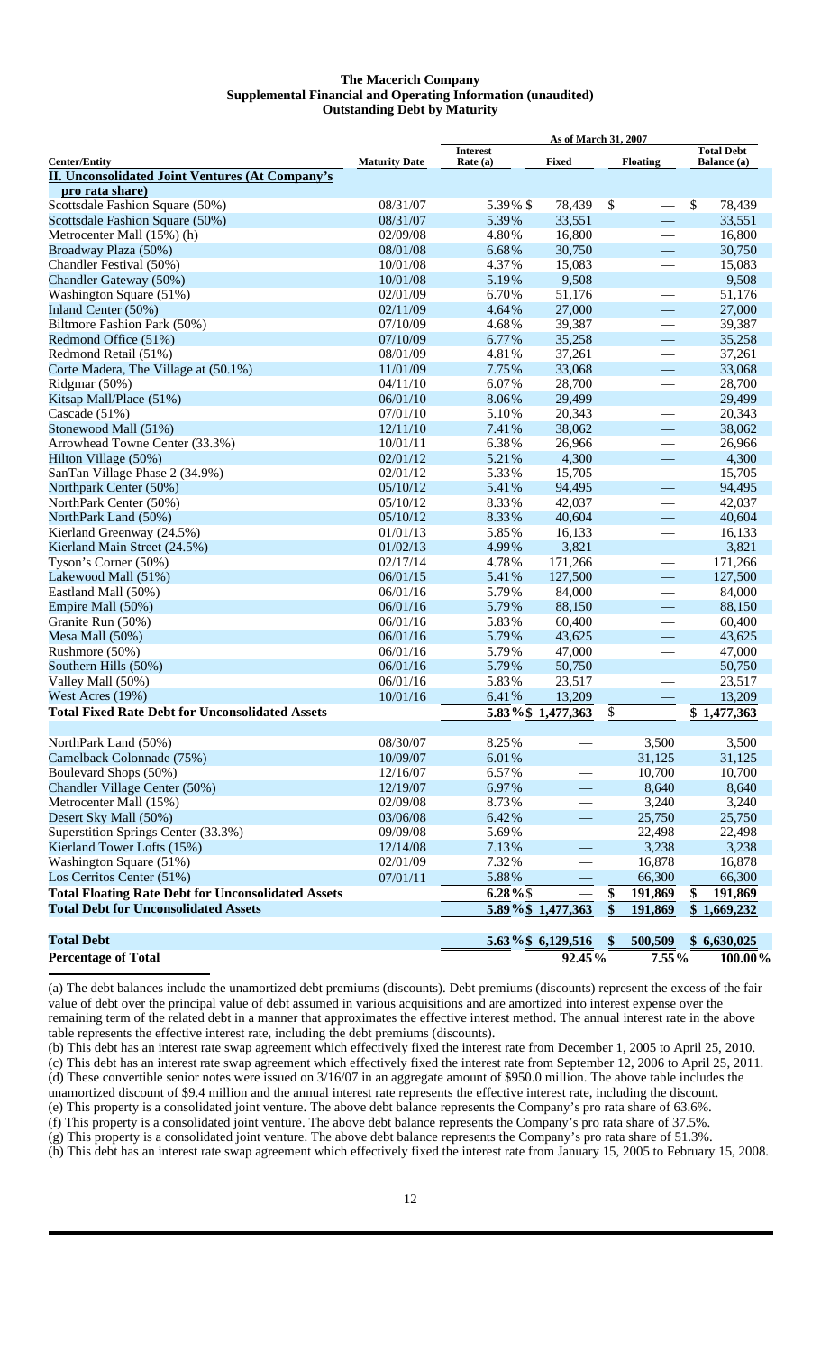**The Macerich Company**
**Supplemental Financial and Operating Information (unaudited)**
**Outstanding Debt by Maturity**

| | | As of March 31, 2007 | | | |
|---|---|---|---|---|---|
| **Center/Entity** | **Maturity Date** | **Interest Rate (a)** | **Fixed** | **Floating** | **Total Debt Balance (a)** |
| **II. Unconsolidated Joint Ventures (At Company's pro rata share)** | | | | | |
| Scottsdale Fashion Square (50%) | 08/31/07 | 5.39% | $ 78,439 | $ — | $ 78,439 |
| Scottsdale Fashion Square (50%) | 08/31/07 | 5.39% | 33,551 | — | 33,551 |
| Metrocenter Mall (15%) (h) | 02/09/08 | 4.80% | 16,800 | — | 16,800 |
| Broadway Plaza (50%) | 08/01/08 | 6.68% | 30,750 | — | 30,750 |
| Chandler Festival (50%) | 10/01/08 | 4.37% | 15,083 | — | 15,083 |
| Chandler Gateway (50%) | 10/01/08 | 5.19% | 9,508 | — | 9,508 |
| Washington Square (51%) | 02/01/09 | 6.70% | 51,176 | — | 51,176 |
| Inland Center (50%) | 02/11/09 | 4.64% | 27,000 | — | 27,000 |
| Biltmore Fashion Park (50%) | 07/10/09 | 4.68% | 39,387 | — | 39,387 |
| Redmond Office (51%) | 07/10/09 | 6.77% | 35,258 | — | 35,258 |
| Redmond Retail (51%) | 08/01/09 | 4.81% | 37,261 | — | 37,261 |
| Corte Madera, The Village at (50.1%) | 11/01/09 | 7.75% | 33,068 | — | 33,068 |
| Ridgmar (50%) | 04/11/10 | 6.07% | 28,700 | — | 28,700 |
| Kitsap Mall/Place (51%) | 06/01/10 | 8.06% | 29,499 | — | 29,499 |
| Cascade (51%) | 07/01/10 | 5.10% | 20,343 | — | 20,343 |
| Stonewood Mall (51%) | 12/11/10 | 7.41% | 38,062 | — | 38,062 |
| Arrowhead Towne Center (33.3%) | 10/01/11 | 6.38% | 26,966 | — | 26,966 |
| Hilton Village (50%) | 02/01/12 | 5.21% | 4,300 | — | 4,300 |
| SanTan Village Phase 2 (34.9%) | 02/01/12 | 5.33% | 15,705 | — | 15,705 |
| Northpark Center (50%) | 05/10/12 | 5.41% | 94,495 | — | 94,495 |
| NorthPark Center (50%) | 05/10/12 | 8.33% | 42,037 | — | 42,037 |
| NorthPark Land (50%) | 05/10/12 | 8.33% | 40,604 | — | 40,604 |
| Kierland Greenway (24.5%) | 01/01/13 | 5.85% | 16,133 | — | 16,133 |
| Kierland Main Street (24.5%) | 01/02/13 | 4.99% | 3,821 | — | 3,821 |
| Tyson's Corner (50%) | 02/17/14 | 4.78% | 171,266 | — | 171,266 |
| Lakewood Mall (51%) | 06/01/15 | 5.41% | 127,500 | — | 127,500 |
| Eastland Mall (50%) | 06/01/16 | 5.79% | 84,000 | — | 84,000 |
| Empire Mall (50%) | 06/01/16 | 5.79% | 88,150 | — | 88,150 |
| Granite Run (50%) | 06/01/16 | 5.83% | 60,400 | — | 60,400 |
| Mesa Mall (50%) | 06/01/16 | 5.79% | 43,625 | — | 43,625 |
| Rushmore (50%) | 06/01/16 | 5.79% | 47,000 | — | 47,000 |
| Southern Hills (50%) | 06/01/16 | 5.79% | 50,750 | — | 50,750 |
| Valley Mall (50%) | 06/01/16 | 5.83% | 23,517 | — | 23,517 |
| West Acres (19%) | 10/01/16 | 6.41% | 13,209 | — | 13,209 |
| **Total Fixed Rate Debt for Unconsolidated Assets** | | 5.83% | $ 1,477,363 | $ — | $ 1,477,363 |
| | | | | | |
| NorthPark Land (50%) | 08/30/07 | 8.25% | — | 3,500 | 3,500 |
| Camelback Colonnade (75%) | 10/09/07 | 6.01% | — | 31,125 | 31,125 |
| Boulevard Shops (50%) | 12/16/07 | 6.57% | — | 10,700 | 10,700 |
| Chandler Village Center (50%) | 12/19/07 | 6.97% | — | 8,640 | 8,640 |
| Metrocenter Mall (15%) | 02/09/08 | 8.73% | — | 3,240 | 3,240 |
| Desert Sky Mall (50%) | 03/06/08 | 6.42% | — | 25,750 | 25,750 |
| Superstition Springs Center (33.3%) | 09/09/08 | 5.69% | — | 22,498 | 22,498 |
| Kierland Tower Lofts (15%) | 12/14/08 | 7.13% | — | 3,238 | 3,238 |
| Washington Square (51%) | 02/01/09 | 7.32% | — | 16,878 | 16,878 |
| Los Cerritos Center (51%) | 07/01/11 | 5.88% | — | 66,300 | 66,300 |
| **Total Floating Rate Debt for Unconsolidated Assets** | | **6.28%** | $ — | **$ 191,869** | **$ 191,869** |
| **Total Debt for Unconsolidated Assets** | | **5.89%** | **$ 1,477,363** | **$ 191,869** | **$ 1,669,232** |
| | | | | | |
| **Total Debt** | | **5.63%** | **$ 6,129,516** | **$ 500,509** | **$ 6,630,025** |
| **Percentage of Total** | | | **92.45%** | **7.55%** | **100.00%** |

(a) The debt balances include the unamortized debt premiums (discounts). Debt premiums (discounts) represent the excess of the fair value of debt over the principal value of debt assumed in various acquisitions and are amortized into interest expense over the remaining term of the related debt in a manner that approximates the effective interest method. The annual interest rate in the above table represents the effective interest rate, including the debt premiums (discounts).

(b) This debt has an interest rate swap agreement which effectively fixed the interest rate from December 1, 2005 to April 25, 2010.

(c) This debt has an interest rate swap agreement which effectively fixed the interest rate from September 12, 2006 to April 25, 2011.

(d) These convertible senior notes were issued on 3/16/07 in an aggregate amount of $950.0 million. The above table includes the unamortized discount of $9.4 million and the annual interest rate represents the effective interest rate, including the discount.

(e) This property is a consolidated joint venture. The above debt balance represents the Company's pro rata share of 63.6%.

(f) This property is a consolidated joint venture. The above debt balance represents the Company's pro rata share of 37.5%.

(g) This property is a consolidated joint venture. The above debt balance represents the Company's pro rata share of 51.3%.

(h) This debt has an interest rate swap agreement which effectively fixed the interest rate from January 15, 2005 to February 15, 2008.